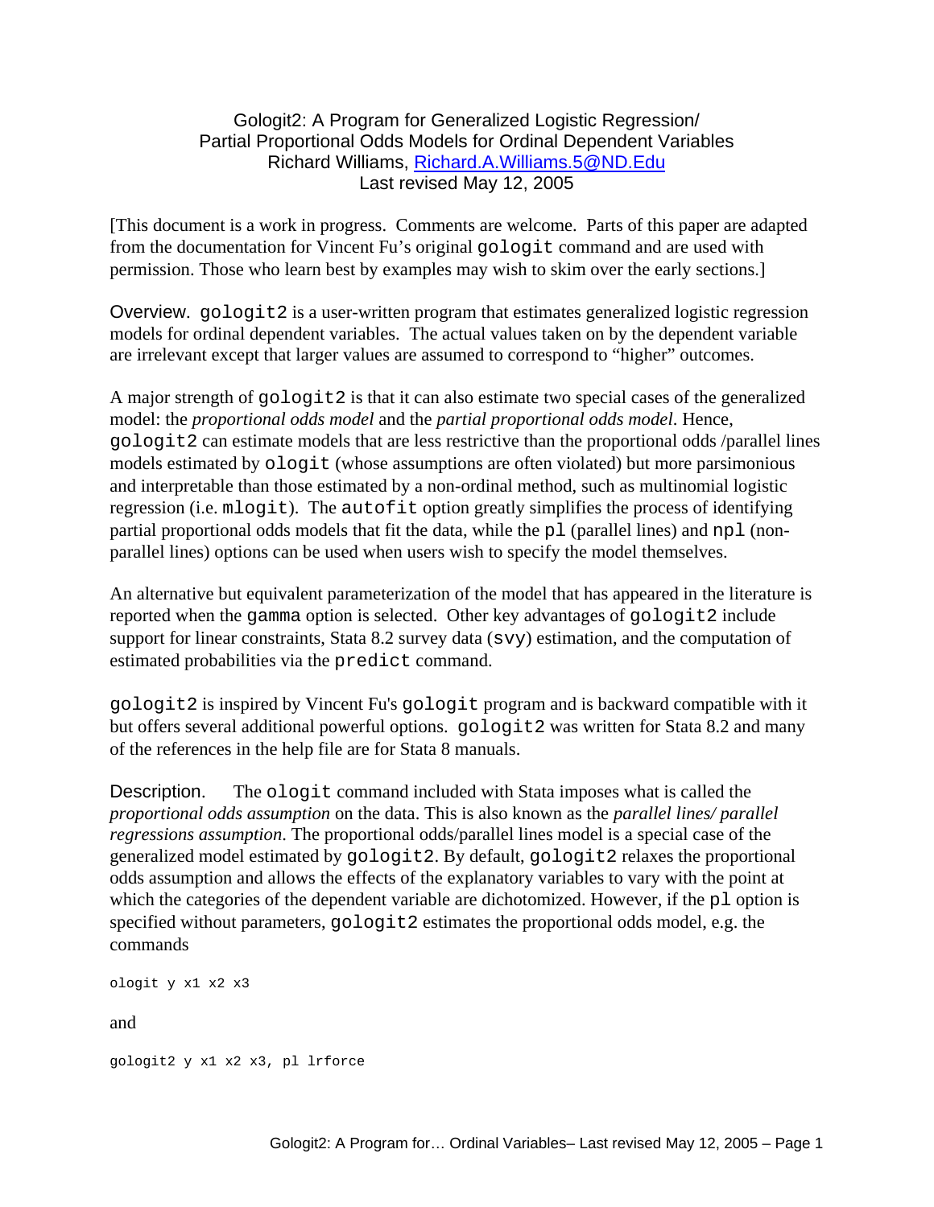# Gologit2: A Program for Generalized Logistic Regression/ Partial Proportional Odds Models for Ordinal Dependent Variables

Richard Williams, Richard.A.Williams.5@ND.Edu

Last revised May 12, 2005

[This document is a work in progress. Comments are welcome. Parts of this paper are adapted from the documentation for Vincent Fu's original `gologit` command and are used with permission. Those who learn best by examples may wish to skim over the early sections.]

**Overview.** `gologit2` is a user-written program that estimates generalized logistic regression models for ordinal dependent variables. The actual values taken on by the dependent variable are irrelevant except that larger values are assumed to correspond to "higher" outcomes.

A major strength of `gologit2` is that it can also estimate two special cases of the generalized model: the *proportional odds model* and the *partial proportional odds model*. Hence, `gologit2` can estimate models that are less restrictive than the proportional odds /parallel lines models estimated by `ologit` (whose assumptions are often violated) but more parsimonious and interpretable than those estimated by a non-ordinal method, such as multinomial logistic regression (i.e. `mlogit`). The `autofit` option greatly simplifies the process of identifying partial proportional odds models that fit the data, while the `pl` (parallel lines) and `npl` (non-parallel lines) options can be used when users wish to specify the model themselves.

An alternative but equivalent parameterization of the model that has appeared in the literature is reported when the `gamma` option is selected. Other key advantages of `gologit2` include support for linear constraints, Stata 8.2 survey data (`svy`) estimation, and the computation of estimated probabilities via the `predict` command.

`gologit2` is inspired by Vincent Fu's `gologit` program and is backward compatible with it but offers several additional powerful options. `gologit2` was written for Stata 8.2 and many of the references in the help file are for Stata 8 manuals.

**Description.** The `ologit` command included with Stata imposes what is called the *proportional odds assumption* on the data. This is also known as the *parallel lines/ parallel regressions assumption*. The proportional odds/parallel lines model is a special case of the generalized model estimated by `gologit2`. By default, `gologit2` relaxes the proportional odds assumption and allows the effects of the explanatory variables to vary with the point at which the categories of the dependent variable are dichotomized. However, if the `pl` option is specified without parameters, `gologit2` estimates the proportional odds model, e.g. the commands

```
ologit y x1 x2 x3
```

and

```
gologit2 y x1 x2 x3, pl lrforce
```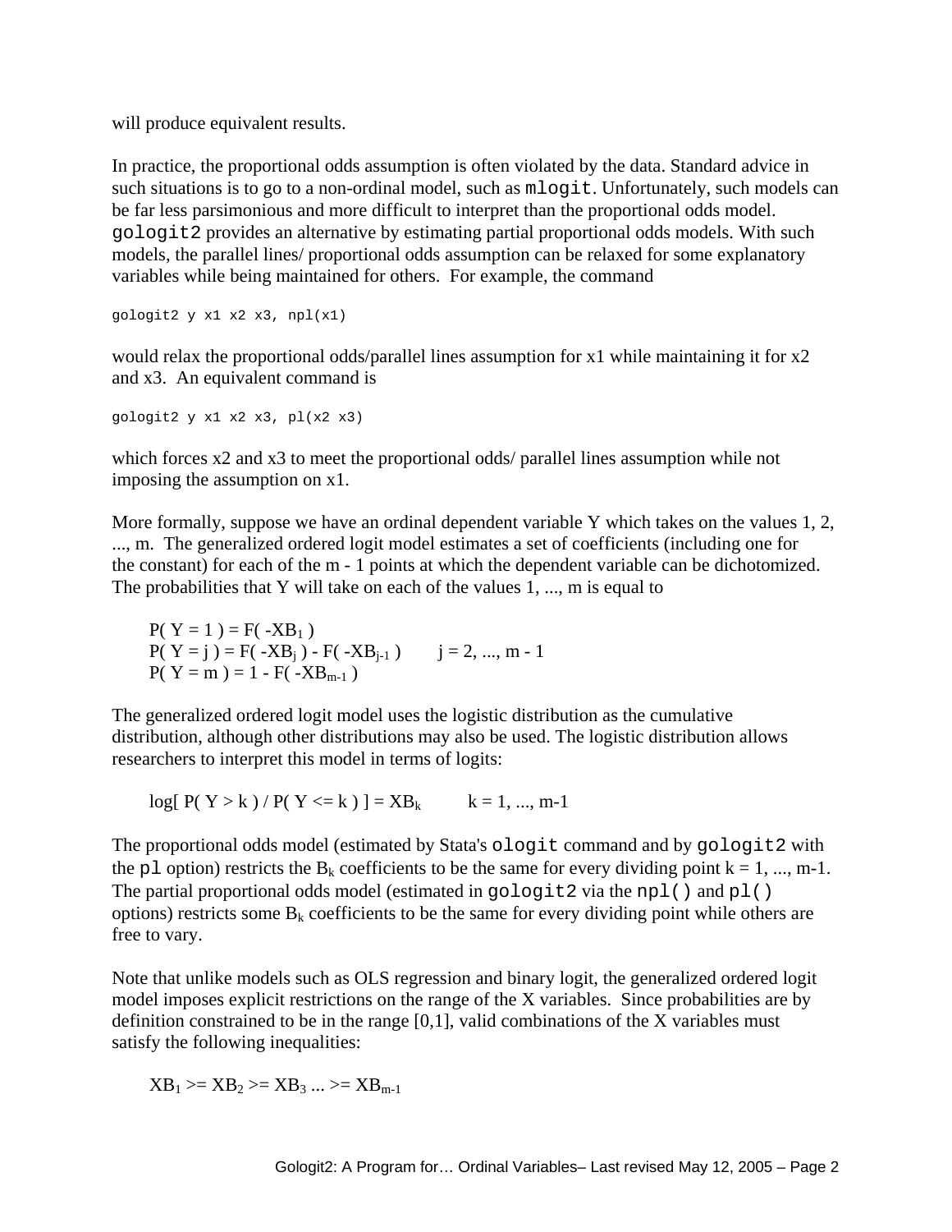will produce equivalent results.

In practice, the proportional odds assumption is often violated by the data. Standard advice in such situations is to go to a non-ordinal model, such as `mlogit`. Unfortunately, such models can be far less parsimonious and more difficult to interpret than the proportional odds model. `gologit2` provides an alternative by estimating partial proportional odds models. With such models, the parallel lines/ proportional odds assumption can be relaxed for some explanatory variables while being maintained for others. For example, the command

```
gologit2 y x1 x2 x3, npl(x1)
```

would relax the proportional odds/parallel lines assumption for x1 while maintaining it for x2 and x3. An equivalent command is

```
gologit2 y x1 x2 x3, pl(x2 x3)
```

which forces x2 and x3 to meet the proportional odds/ parallel lines assumption while not imposing the assumption on x1.

More formally, suppose we have an ordinal dependent variable Y which takes on the values 1, 2, ..., m. The generalized ordered logit model estimates a set of coefficients (including one for the constant) for each of the m - 1 points at which the dependent variable can be dichotomized. The probabilities that Y will take on each of the values 1, ..., m is equal to

$$P( Y = 1 ) = F( -XB_1 )$$
$$P( Y = j ) = F( -XB_j ) - F( -XB_{j-1} ) \qquad j = 2, ..., m - 1$$
$$P( Y = m ) = 1 - F( -XB_{m-1} )$$

The generalized ordered logit model uses the logistic distribution as the cumulative distribution, although other distributions may also be used. The logistic distribution allows researchers to interpret this model in terms of logits:

$$\log[ P( Y > k ) / P( Y <= k ) ] = XB_k \qquad k = 1, ..., m-1$$

The proportional odds model (estimated by Stata's `ologit` command and by `gologit2` with the `pl` option) restricts the $B_k$ coefficients to be the same for every dividing point k = 1, ..., m-1. The partial proportional odds model (estimated in `gologit2` via the `npl()` and `pl()` options) restricts some $B_k$ coefficients to be the same for every dividing point while others are free to vary.

Note that unlike models such as OLS regression and binary logit, the generalized ordered logit model imposes explicit restrictions on the range of the X variables. Since probabilities are by definition constrained to be in the range [0,1], valid combinations of the X variables must satisfy the following inequalities:

$$XB_1 >= XB_2 >= XB_3 ... >= XB_{m-1}$$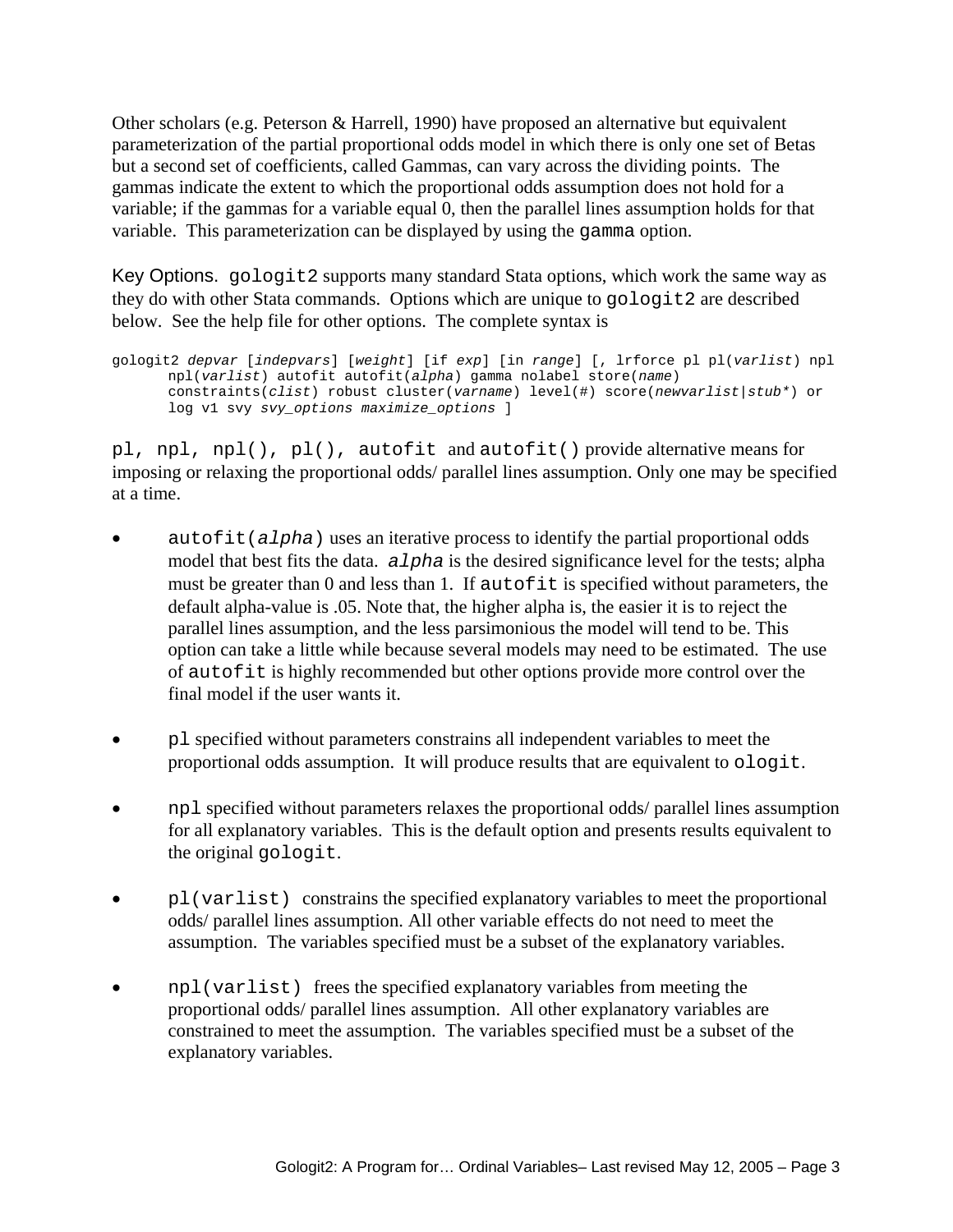Other scholars (e.g. Peterson & Harrell, 1990) have proposed an alternative but equivalent parameterization of the partial proportional odds model in which there is only one set of Betas but a second set of coefficients, called Gammas, can vary across the dividing points. The gammas indicate the extent to which the proportional odds assumption does not hold for a variable; if the gammas for a variable equal 0, then the parallel lines assumption holds for that variable. This parameterization can be displayed by using the `gamma` option.

Key Options. `gologit2` supports many standard Stata options, which work the same way as they do with other Stata commands. Options which are unique to `gologit2` are described below. See the help file for other options. The complete syntax is

```
gologit2 depvar [indepvars] [weight] [if exp] [in range] [, lrforce pl pl(varlist) npl
       npl(varlist) autofit autofit(alpha) gamma nolabel store(name)
       constraints(clist) robust cluster(varname) level(#) score(newvarlist|stub*) or
       log v1 svy svy_options maximize_options ]
```

`pl, npl, npl(), pl(), autofit` and `autofit()` provide alternative means for imposing or relaxing the proportional odds/ parallel lines assumption. Only one may be specified at a time.

- `autofit(`*alpha*`)` uses an iterative process to identify the partial proportional odds model that best fits the data. *alpha* is the desired significance level for the tests; alpha must be greater than 0 and less than 1. If `autofit` is specified without parameters, the default alpha-value is .05. Note that, the higher alpha is, the easier it is to reject the parallel lines assumption, and the less parsimonious the model will tend to be. This option can take a little while because several models may need to be estimated. The use of `autofit` is highly recommended but other options provide more control over the final model if the user wants it.

- `pl` specified without parameters constrains all independent variables to meet the proportional odds assumption. It will produce results that are equivalent to `ologit`.

- `npl` specified without parameters relaxes the proportional odds/ parallel lines assumption for all explanatory variables. This is the default option and presents results equivalent to the original `gologit`.

- `pl(varlist)` constrains the specified explanatory variables to meet the proportional odds/ parallel lines assumption. All other variable effects do not need to meet the assumption. The variables specified must be a subset of the explanatory variables.

- `npl(varlist)` frees the specified explanatory variables from meeting the proportional odds/ parallel lines assumption. All other explanatory variables are constrained to meet the assumption. The variables specified must be a subset of the explanatory variables.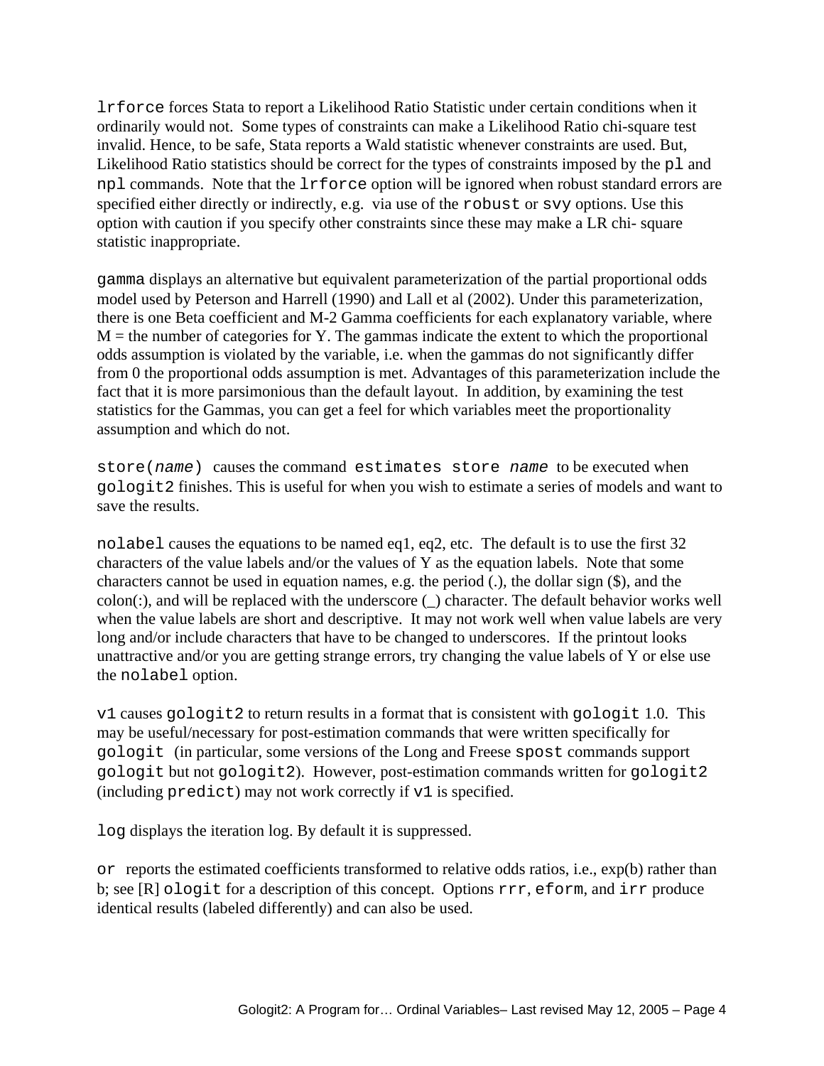`lrforce` forces Stata to report a Likelihood Ratio Statistic under certain conditions when it ordinarily would not. Some types of constraints can make a Likelihood Ratio chi-square test invalid. Hence, to be safe, Stata reports a Wald statistic whenever constraints are used. But, Likelihood Ratio statistics should be correct for the types of constraints imposed by the `pl` and `npl` commands. Note that the `lrforce` option will be ignored when robust standard errors are specified either directly or indirectly, e.g. via use of the `robust` or `svy` options. Use this option with caution if you specify other constraints since these may make a LR chi- square statistic inappropriate.

`gamma` displays an alternative but equivalent parameterization of the partial proportional odds model used by Peterson and Harrell (1990) and Lall et al (2002). Under this parameterization, there is one Beta coefficient and M-2 Gamma coefficients for each explanatory variable, where M = the number of categories for Y. The gammas indicate the extent to which the proportional odds assumption is violated by the variable, i.e. when the gammas do not significantly differ from 0 the proportional odds assumption is met. Advantages of this parameterization include the fact that it is more parsimonious than the default layout. In addition, by examining the test statistics for the Gammas, you can get a feel for which variables meet the proportionality assumption and which do not.

`store(`*`name`*`)` causes the command `estimates store` *`name`* to be executed when `gologit2` finishes. This is useful for when you wish to estimate a series of models and want to save the results.

`nolabel` causes the equations to be named eq1, eq2, etc. The default is to use the first 32 characters of the value labels and/or the values of Y as the equation labels. Note that some characters cannot be used in equation names, e.g. the period (.), the dollar sign ($), and the colon(:), and will be replaced with the underscore (_) character. The default behavior works well when the value labels are short and descriptive. It may not work well when value labels are very long and/or include characters that have to be changed to underscores. If the printout looks unattractive and/or you are getting strange errors, try changing the value labels of Y or else use the `nolabel` option.

`v1` causes `gologit2` to return results in a format that is consistent with `gologit` 1.0. This may be useful/necessary for post-estimation commands that were written specifically for `gologit` (in particular, some versions of the Long and Freese `spost` commands support `gologit` but not `gologit2`). However, post-estimation commands written for `gologit2` (including `predict`) may not work correctly if `v1` is specified.

`log` displays the iteration log. By default it is suppressed.

`or` reports the estimated coefficients transformed to relative odds ratios, i.e., exp(b) rather than b; see [R] `ologit` for a description of this concept. Options `rrr`, `eform`, and `irr` produce identical results (labeled differently) and can also be used.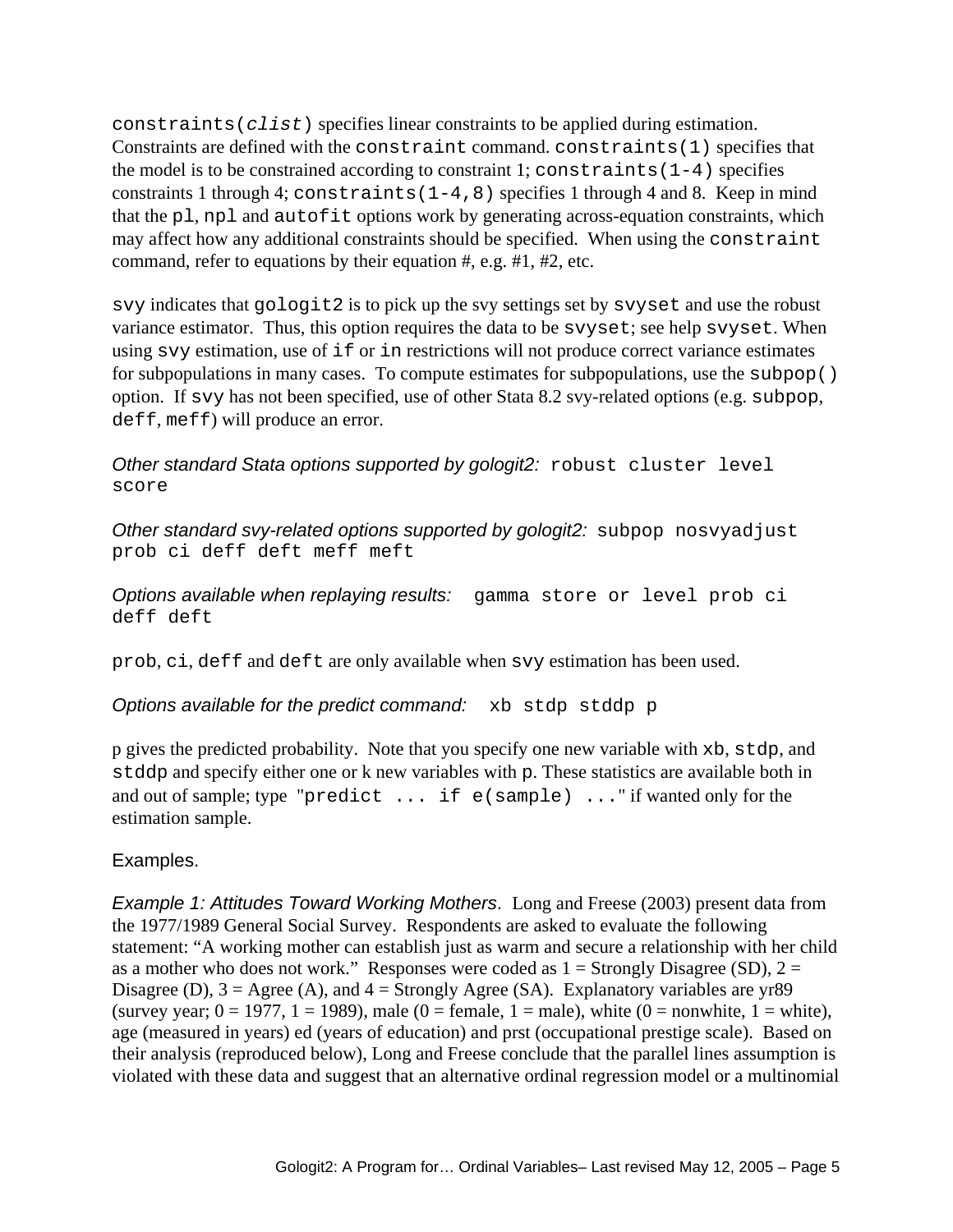`constraints(clist)` specifies linear constraints to be applied during estimation. Constraints are defined with the `constraint` command. `constraints(1)` specifies that the model is to be constrained according to constraint 1; `constraints(1-4)` specifies constraints 1 through 4; `constraints(1-4,8)` specifies 1 through 4 and 8. Keep in mind that the `pl`, `npl` and `autofit` options work by generating across-equation constraints, which may affect how any additional constraints should be specified. When using the `constraint` command, refer to equations by their equation #, e.g. #1, #2, etc.

`svy` indicates that `gologit2` is to pick up the svy settings set by `svyset` and use the robust variance estimator. Thus, this option requires the data to be `svyset`; see help `svyset`. When using `svy` estimation, use of `if` or `in` restrictions will not produce correct variance estimates for subpopulations in many cases. To compute estimates for subpopulations, use the `subpop()` option. If `svy` has not been specified, use of other Stata 8.2 svy-related options (e.g. `subpop`, `deff`, `meff`) will produce an error.

*Other standard Stata options supported by gologit2:* `robust cluster level score`

*Other standard svy-related options supported by gologit2:* `subpop nosvyadjust prob ci deff deft meff meft`

*Options available when replaying results:* `gamma store or level prob ci deff deft`

`prob`, `ci`, `deff` and `deft` are only available when `svy` estimation has been used.

*Options available for the predict command:* `xb stdp stddp p`

p gives the predicted probability. Note that you specify one new variable with `xb`, `stdp`, and `stddp` and specify either one or k new variables with `p`. These statistics are available both in and out of sample; type "`predict ... if e(sample) ...`" if wanted only for the estimation sample.

## Examples.

*Example 1: Attitudes Toward Working Mothers*. Long and Freese (2003) present data from the 1977/1989 General Social Survey. Respondents are asked to evaluate the following statement: "A working mother can establish just as warm and secure a relationship with her child as a mother who does not work." Responses were coded as 1 = Strongly Disagree (SD), 2 = Disagree (D), 3 = Agree (A), and 4 = Strongly Agree (SA). Explanatory variables are yr89 (survey year; 0 = 1977, 1 = 1989), male (0 = female, 1 = male), white (0 = nonwhite, 1 = white), age (measured in years) ed (years of education) and prst (occupational prestige scale). Based on their analysis (reproduced below), Long and Freese conclude that the parallel lines assumption is violated with these data and suggest that an alternative ordinal regression model or a multinomial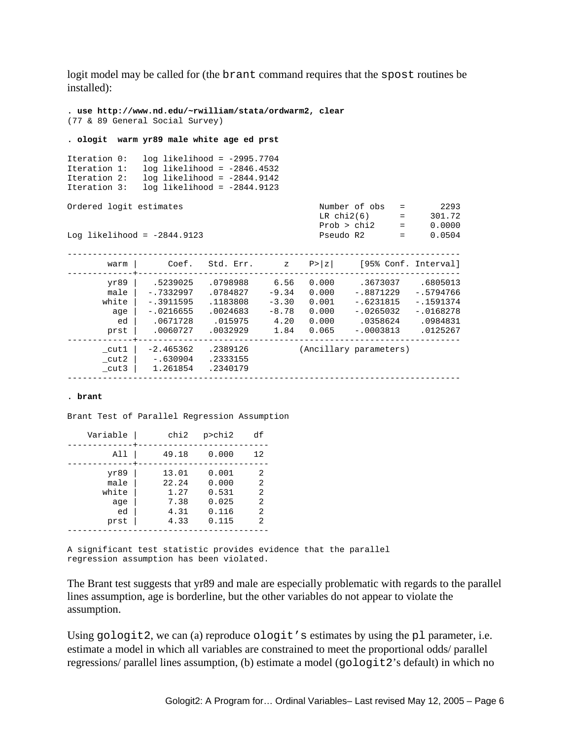logit model may be called for (the `brant` command requires that the `spost` routines be installed):

```
. use http://www.nd.edu/~rwilliam/stata/ordwarm2, clear
(77 & 89 General Social Survey)

. ologit  warm yr89 male white age ed prst

Iteration 0:   log likelihood = -2995.7704
Iteration 1:   log likelihood = -2846.4532
Iteration 2:   log likelihood = -2844.9142
Iteration 3:   log likelihood = -2844.9123

Ordered logit estimates                           Number of obs   =       2293
                                                  LR chi2(6)      =     301.72
                                                  Prob > chi2     =     0.0000
Log likelihood = -2844.9123                       Pseudo R2       =     0.0504

------------------------------------------------------------------------------
        warm |      Coef.   Std. Err.      z    P>|z|     [95% Conf. Interval]
-------------+----------------------------------------------------------------
        yr89 |   .5239025   .0798988     6.56   0.000     .3673037    .6805013
        male |  -.7332997   .0784827    -9.34   0.000    -.8871229   -.5794766
       white |  -.3911595   .1183808    -3.30   0.001    -.6231815   -.1591374
         age |  -.0216655   .0024683    -8.78   0.000    -.0265032   -.0168278
          ed |   .0671728    .015975     4.20   0.000     .0358624    .0984831
        prst |   .0060727   .0032929     1.84   0.065    -.0003813    .0125267
-------------+----------------------------------------------------------------
       _cut1 |  -2.465362   .2389126          (Ancillary parameters)
       _cut2 |   -.630904   .2333155
       _cut3 |   1.261854   .2340179
------------------------------------------------------------------------------

. brant

Brant Test of Parallel Regression Assumption

    Variable |      chi2   p>chi2    df
-------------+--------------------------
         All |     49.18    0.000    12
-------------+--------------------------
        yr89 |     13.01    0.001     2
        male |     22.24    0.000     2
       white |      1.27    0.531     2
         age |      7.38    0.025     2
          ed |      4.31    0.116     2
        prst |      4.33    0.115     2
----------------------------------------

A significant test statistic provides evidence that the parallel
regression assumption has been violated.
```

The Brant test suggests that yr89 and male are especially problematic with regards to the parallel lines assumption, age is borderline, but the other variables do not appear to violate the assumption.

Using `gologit2`, we can (a) reproduce `ologit's` estimates by using the `pl` parameter, i.e. estimate a model in which all variables are constrained to meet the proportional odds/ parallel regressions/ parallel lines assumption, (b) estimate a model (`gologit2`'s default) in which no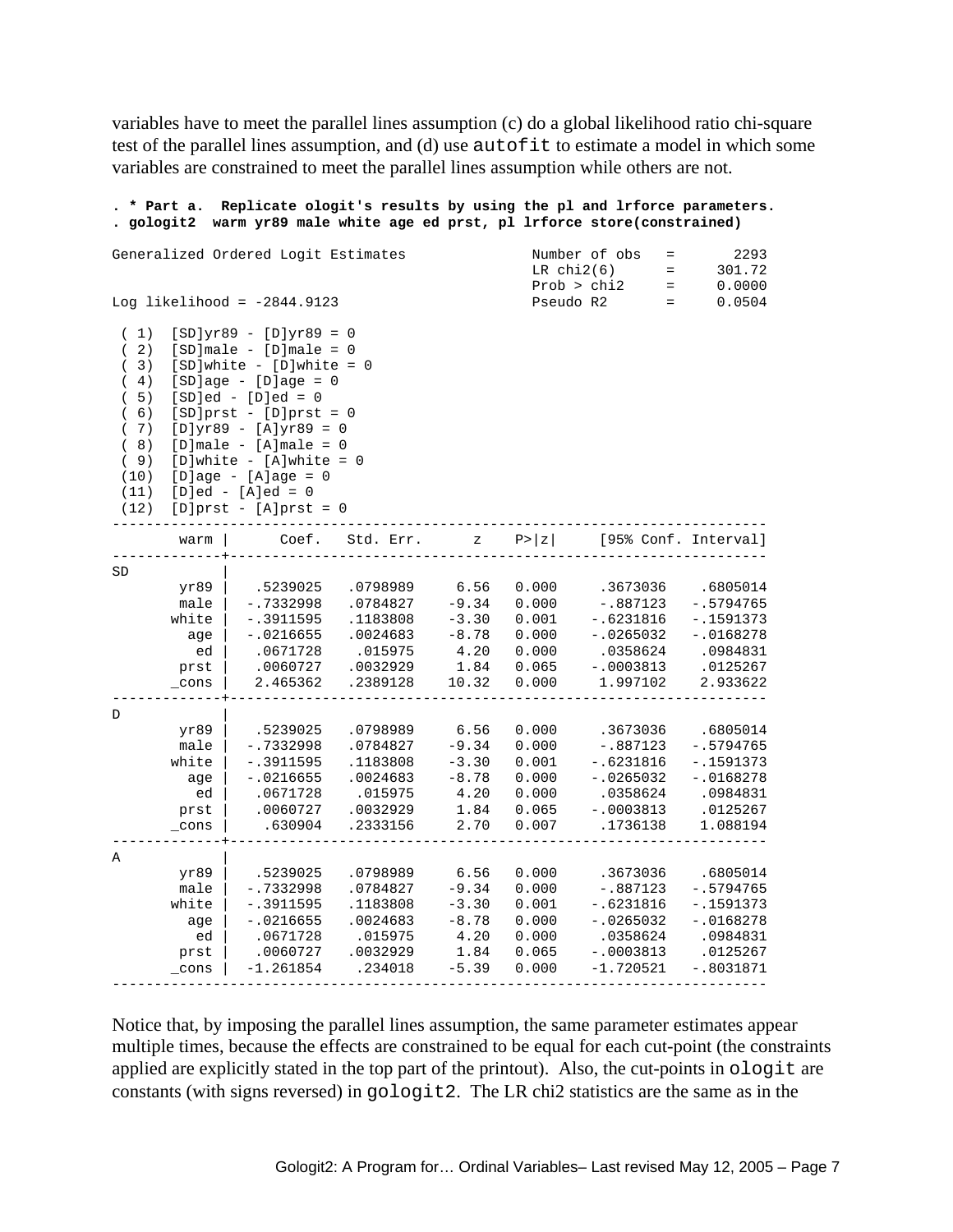variables have to meet the parallel lines assumption (c) do a global likelihood ratio chi-square test of the parallel lines assumption, and (d) use `autofit` to estimate a model in which some variables are constrained to meet the parallel lines assumption while others are not.

```
. * Part a.  Replicate ologit's results by using the pl and lrforce parameters.
. gologit2  warm yr89 male white age ed prst, pl lrforce store(constrained)

Generalized Ordered Logit Estimates               Number of obs   =       2293
                                                  LR chi2(6)      =     301.72
                                                  Prob > chi2     =     0.0000
Log likelihood = -2844.9123                       Pseudo R2       =     0.0504

 ( 1)  [SD]yr89 - [D]yr89 = 0
 ( 2)  [SD]male - [D]male = 0
 ( 3)  [SD]white - [D]white = 0
 ( 4)  [SD]age - [D]age = 0
 ( 5)  [SD]ed - [D]ed = 0
 ( 6)  [SD]prst - [D]prst = 0
 ( 7)  [D]yr89 - [A]yr89 = 0
 ( 8)  [D]male - [A]male = 0
 ( 9)  [D]white - [A]white = 0
 (10)  [D]age - [A]age = 0
 (11)  [D]ed - [A]ed = 0
 (12)  [D]prst - [A]prst = 0
------------------------------------------------------------------------------
        warm |      Coef.   Std. Err.      z    P>|z|     [95% Conf. Interval]
-------------+----------------------------------------------------------------
SD           |
        yr89 |   .5239025   .0798989     6.56   0.000     .3673036    .6805014
        male |  -.7332998   .0784827    -9.34   0.000     -.887123   -.5794765
       white |  -.3911595   .1183808    -3.30   0.001    -.6231816   -.1591373
         age |  -.0216655   .0024683    -8.78   0.000    -.0265032   -.0168278
          ed |   .0671728    .015975     4.20   0.000     .0358624    .0984831
        prst |   .0060727   .0032929     1.84   0.065    -.0003813    .0125267
       _cons |   2.465362   .2389128    10.32   0.000     1.997102    2.933622
-------------+----------------------------------------------------------------
D            |
        yr89 |   .5239025   .0798989     6.56   0.000     .3673036    .6805014
        male |  -.7332998   .0784827    -9.34   0.000     -.887123   -.5794765
       white |  -.3911595   .1183808    -3.30   0.001    -.6231816   -.1591373
         age |  -.0216655   .0024683    -8.78   0.000    -.0265032   -.0168278
          ed |   .0671728    .015975     4.20   0.000     .0358624    .0984831
        prst |   .0060727   .0032929     1.84   0.065    -.0003813    .0125267
       _cons |    .630904   .2333156     2.70   0.007     .1736138    1.088194
-------------+----------------------------------------------------------------
A            |
        yr89 |   .5239025   .0798989     6.56   0.000     .3673036    .6805014
        male |  -.7332998   .0784827    -9.34   0.000     -.887123   -.5794765
       white |  -.3911595   .1183808    -3.30   0.001    -.6231816   -.1591373
         age |  -.0216655   .0024683    -8.78   0.000    -.0265032   -.0168278
          ed |   .0671728    .015975     4.20   0.000     .0358624    .0984831
        prst |   .0060727   .0032929     1.84   0.065    -.0003813    .0125267
       _cons |  -1.261854    .234018    -5.39   0.000    -1.720521   -.8031871
------------------------------------------------------------------------------
```

Notice that, by imposing the parallel lines assumption, the same parameter estimates appear multiple times, because the effects are constrained to be equal for each cut-point (the constraints applied are explicitly stated in the top part of the printout). Also, the cut-points in `ologit` are constants (with signs reversed) in `gologit2`. The LR chi2 statistics are the same as in the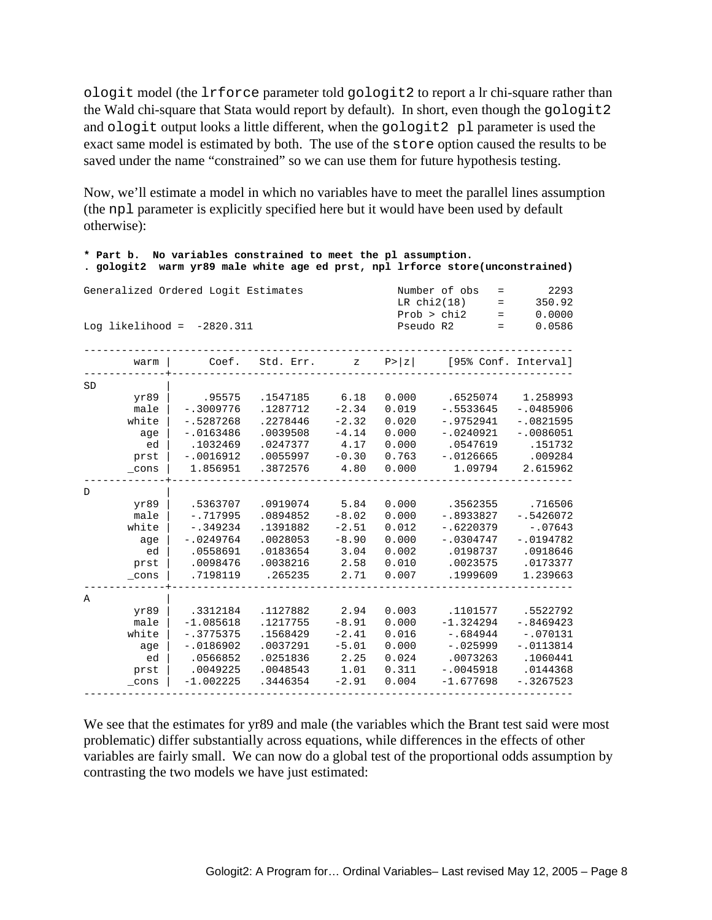ologit model (the lrforce parameter told gologit2 to report a lr chi-square rather than the Wald chi-square that Stata would report by default). In short, even though the gologit2 and ologit output looks a little different, when the gologit2 pl parameter is used the exact same model is estimated by both. The use of the store option caused the results to be saved under the name "constrained" so we can use them for future hypothesis testing.

Now, we'll estimate a model in which no variables have to meet the parallel lines assumption (the npl parameter is explicitly specified here but it would have been used by default otherwise):

```
* Part b.  No variables constrained to meet the pl assumption.
. gologit2  warm yr89 male white age ed prst, npl lrforce store(unconstrained)

Generalized Ordered Logit Estimates               Number of obs   =       2293
                                                  LR chi2(18)     =     350.92
                                                  Prob > chi2     =     0.0000
Log likelihood =  -2820.311                       Pseudo R2       =     0.0586

------------------------------------------------------------------------------
        warm |      Coef.   Std. Err.      z    P>|z|     [95% Conf. Interval]
-------------+----------------------------------------------------------------
SD           |
        yr89 |     .95575   .1547185     6.18   0.000     .6525074    1.258993
        male |  -.3009776   .1287712    -2.34   0.019    -.5533645   -.0485906
       white |  -.5287268   .2278446    -2.32   0.020    -.9752941   -.0821595
         age |  -.0163486   .0039508    -4.14   0.000    -.0240921   -.0086051
          ed |   .1032469   .0247377     4.17   0.000     .0547619     .151732
        prst |  -.0016912   .0055997    -0.30   0.763    -.0126665     .009284
       _cons |   1.856951   .3872576     4.80   0.000      1.09794    2.615962
-------------+----------------------------------------------------------------
D            |
        yr89 |   .5363707   .0919074     5.84   0.000     .3562355     .716506
        male |   -.717995   .0894852    -8.02   0.000    -.8933827   -.5426072
       white |   -.349234   .1391882    -2.51   0.012    -.6220379     -.07643
         age |  -.0249764   .0028053    -8.90   0.000    -.0304747   -.0194782
          ed |   .0558691   .0183654     3.04   0.002     .0198737    .0918646
        prst |   .0098476   .0038216     2.58   0.010     .0023575    .0173377
       _cons |   .7198119    .265235     2.71   0.007     .1999609    1.239663
-------------+----------------------------------------------------------------
A            |
        yr89 |   .3312184   .1127882     2.94   0.003     .1101577    .5522792
        male |  -1.085618   .1217755    -8.91   0.000    -1.324294   -.8469423
       white |  -.3775375   .1568429    -2.41   0.016     -.684944    -.070131
         age |  -.0186902   .0037291    -5.01   0.000     -.025999   -.0113814
          ed |   .0566852   .0251836     2.25   0.024     .0073263    .1060441
        prst |   .0049225   .0048543     1.01   0.311    -.0045918    .0144368
       _cons |  -1.002225   .3446354    -2.91   0.004    -1.677698   -.3267523
------------------------------------------------------------------------------
```

We see that the estimates for yr89 and male (the variables which the Brant test said were most problematic) differ substantially across equations, while differences in the effects of other variables are fairly small. We can now do a global test of the proportional odds assumption by contrasting the two models we have just estimated: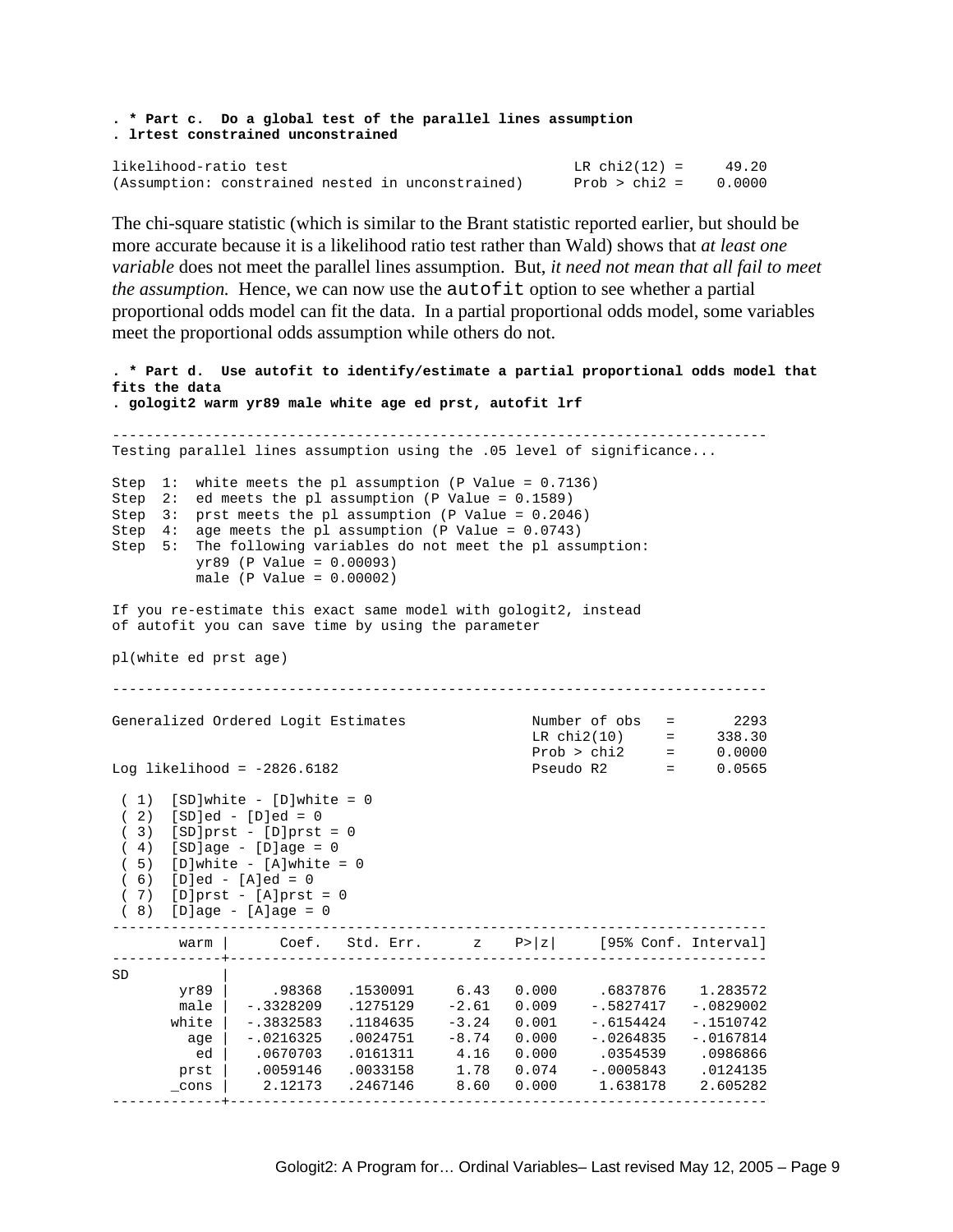```
. * Part c.  Do a global test of the parallel lines assumption
. lrtest constrained unconstrained

likelihood-ratio test                                  LR chi2(12) =     49.20
(Assumption: constrained nested in unconstrained)      Prob > chi2 =    0.0000
```

The chi-square statistic (which is similar to the Brant statistic reported earlier, but should be more accurate because it is a likelihood ratio test rather than Wald) shows that *at least one variable* does not meet the parallel lines assumption. But, *it need not mean that all fail to meet the assumption.* Hence, we can now use the `autofit` option to see whether a partial proportional odds model can fit the data. In a partial proportional odds model, some variables meet the proportional odds assumption while others do not.

```
. * Part d.  Use autofit to identify/estimate a partial proportional odds model that
fits the data
. gologit2 warm yr89 male white age ed prst, autofit lrf

------------------------------------------------------------------------------
Testing parallel lines assumption using the .05 level of significance...

Step  1:  white meets the pl assumption (P Value = 0.7136)
Step  2:  ed meets the pl assumption (P Value = 0.1589)
Step  3:  prst meets the pl assumption (P Value = 0.2046)
Step  4:  age meets the pl assumption (P Value = 0.0743)
Step  5:  The following variables do not meet the pl assumption:
          yr89 (P Value = 0.00093)
          male (P Value = 0.00002)

If you re-estimate this exact same model with gologit2, instead
of autofit you can save time by using the parameter

pl(white ed prst age)

------------------------------------------------------------------------------

Generalized Ordered Logit Estimates               Number of obs   =       2293
                                                  LR chi2(10)     =     338.30
                                                  Prob > chi2     =     0.0000
Log likelihood = -2826.6182                       Pseudo R2       =     0.0565

 ( 1)  [SD]white - [D]white = 0
 ( 2)  [SD]ed - [D]ed = 0
 ( 3)  [SD]prst - [D]prst = 0
 ( 4)  [SD]age - [D]age = 0
 ( 5)  [D]white - [A]white = 0
 ( 6)  [D]ed - [A]ed = 0
 ( 7)  [D]prst - [A]prst = 0
 ( 8)  [D]age - [A]age = 0
------------------------------------------------------------------------------
        warm |      Coef.   Std. Err.      z    P>|z|     [95% Conf. Interval]
-------------+----------------------------------------------------------------
SD           |
        yr89 |     .98368   .1530091     6.43   0.000     .6837876    1.283572
        male |  -.3328209   .1275129    -2.61   0.009    -.5827417   -.0829002
       white |  -.3832583   .1184635    -3.24   0.001    -.6154424   -.1510742
         age |  -.0216325   .0024751    -8.74   0.000    -.0264835   -.0167814
          ed |   .0670703   .0161311     4.16   0.000     .0354539    .0986866
        prst |   .0059146   .0033158     1.78   0.074    -.0005843    .0124135
       _cons |    2.12173   .2467146     8.60   0.000     1.638178    2.605282
-------------+----------------------------------------------------------------
```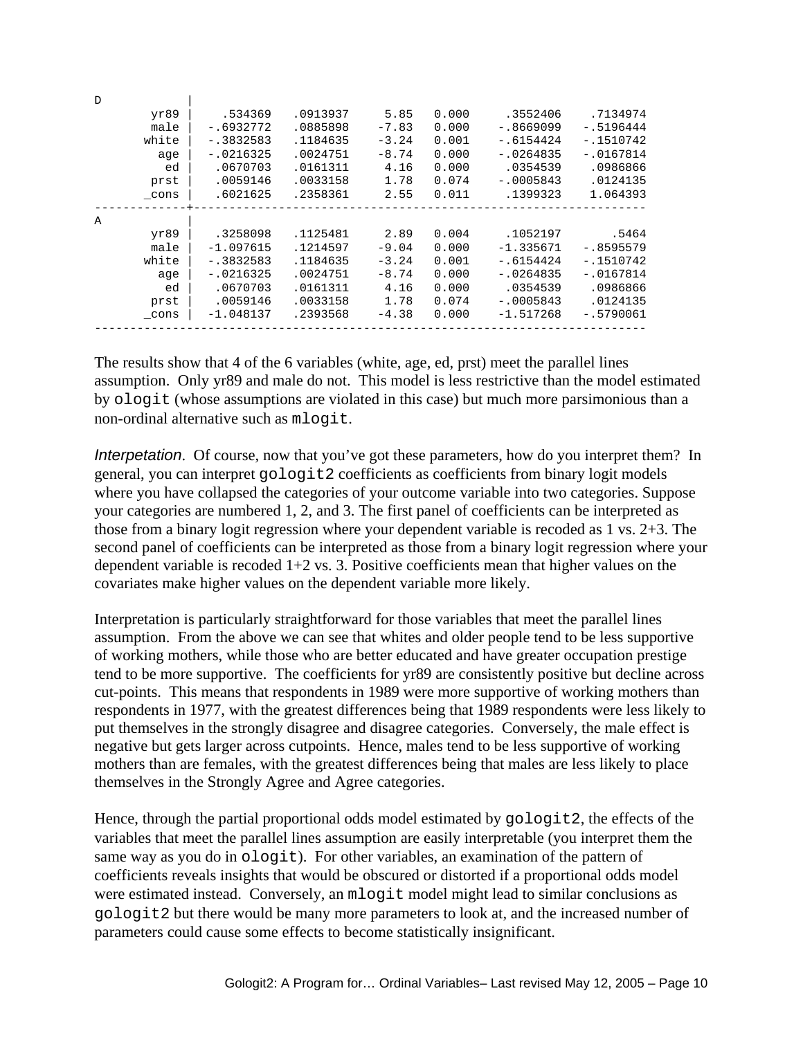```
D            |
        yr89 |    .534369   .0913937     5.85   0.000     .3552406    .7134974
        male |  -.6932772   .0885898    -7.83   0.000    -.8669099   -.5196444
       white |  -.3832583   .1184635    -3.24   0.001    -.6154424   -.1510742
         age |  -.0216325   .0024751    -8.74   0.000    -.0264835   -.0167814
          ed |   .0670703   .0161311     4.16   0.000     .0354539    .0986866
        prst |   .0059146   .0033158     1.78   0.074    -.0005843    .0124135
       _cons |   .6021625   .2358361     2.55   0.011     .1399323    1.064393
-------------+----------------------------------------------------------------
A            |
        yr89 |   .3258098   .1125481     2.89   0.004     .1052197       .5464
        male |  -1.097615   .1214597    -9.04   0.000    -1.335671   -.8595579
       white |  -.3832583   .1184635    -3.24   0.001    -.6154424   -.1510742
         age |  -.0216325   .0024751    -8.74   0.000    -.0264835   -.0167814
          ed |   .0670703   .0161311     4.16   0.000     .0354539    .0986866
        prst |   .0059146   .0033158     1.78   0.074    -.0005843    .0124135
       _cons |  -1.048137   .2393568    -4.38   0.000    -1.517268   -.5790061
------------------------------------------------------------------------------
```

The results show that 4 of the 6 variables (white, age, ed, prst) meet the parallel lines assumption. Only yr89 and male do not. This model is less restrictive than the model estimated by `ologit` (whose assumptions are violated in this case) but much more parsimonious than a non-ordinal alternative such as `mlogit`.

*Interpetation*. Of course, now that you've got these parameters, how do you interpret them? In general, you can interpret `gologit2` coefficients as coefficients from binary logit models where you have collapsed the categories of your outcome variable into two categories. Suppose your categories are numbered 1, 2, and 3. The first panel of coefficients can be interpreted as those from a binary logit regression where your dependent variable is recoded as 1 vs. 2+3. The second panel of coefficients can be interpreted as those from a binary logit regression where your dependent variable is recoded 1+2 vs. 3. Positive coefficients mean that higher values on the covariates make higher values on the dependent variable more likely.

Interpretation is particularly straightforward for those variables that meet the parallel lines assumption. From the above we can see that whites and older people tend to be less supportive of working mothers, while those who are better educated and have greater occupation prestige tend to be more supportive. The coefficients for yr89 are consistently positive but decline across cut-points. This means that respondents in 1989 were more supportive of working mothers than respondents in 1977, with the greatest differences being that 1989 respondents were less likely to put themselves in the strongly disagree and disagree categories. Conversely, the male effect is negative but gets larger across cutpoints. Hence, males tend to be less supportive of working mothers than are females, with the greatest differences being that males are less likely to place themselves in the Strongly Agree and Agree categories.

Hence, through the partial proportional odds model estimated by `gologit2`, the effects of the variables that meet the parallel lines assumption are easily interpretable (you interpret them the same way as you do in `ologit`). For other variables, an examination of the pattern of coefficients reveals insights that would be obscured or distorted if a proportional odds model were estimated instead. Conversely, an `mlogit` model might lead to similar conclusions as `gologit2` but there would be many more parameters to look at, and the increased number of parameters could cause some effects to become statistically insignificant.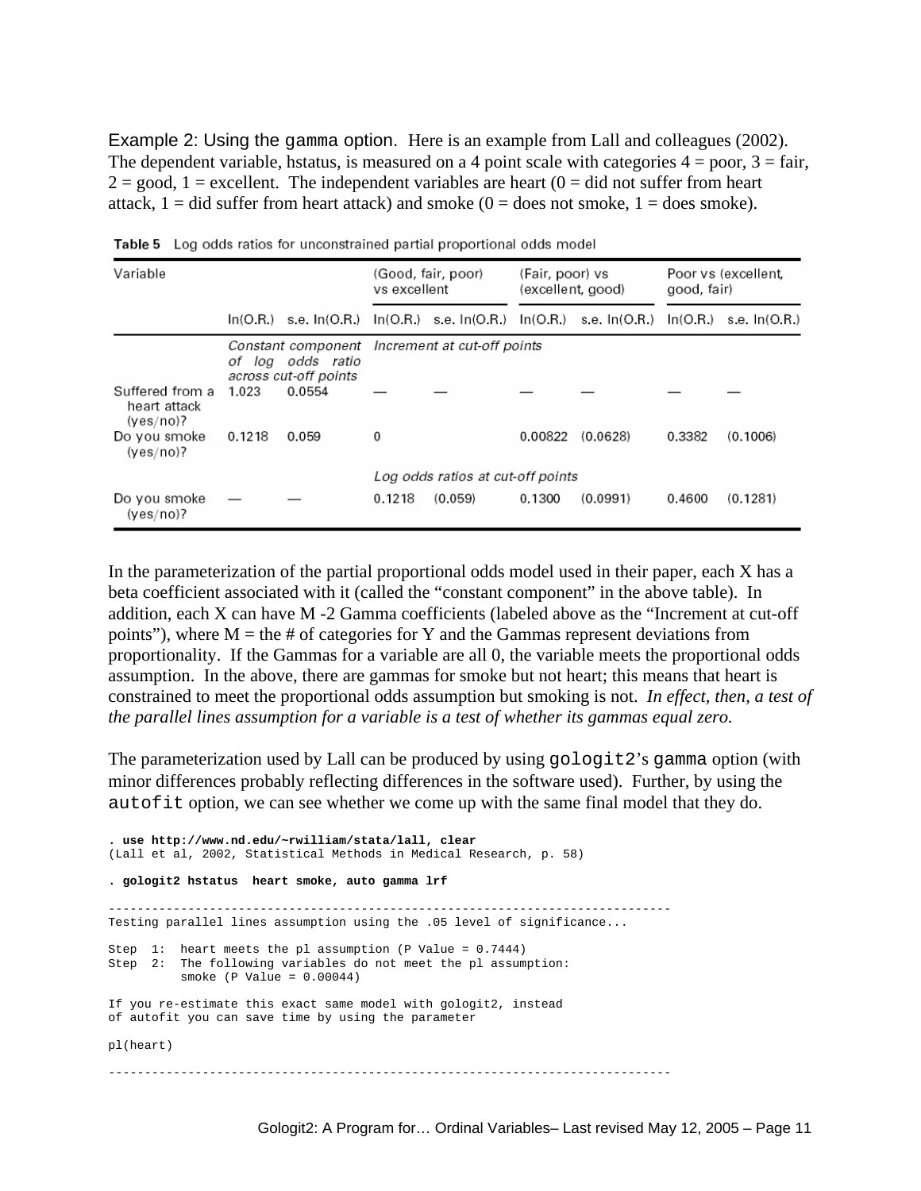Example 2: Using the `gamma` option. Here is an example from Lall and colleagues (2002). The dependent variable, hstatus, is measured on a 4 point scale with categories 4 = poor, 3 = fair, 2 = good, 1 = excellent. The independent variables are heart (0 = did not suffer from heart attack, 1 = did suffer from heart attack) and smoke (0 = does not smoke, 1 = does smoke).

**Table 5** Log odds ratios for unconstrained partial proportional odds model

| Variable | | | (Good, fair, poor) vs excellent | | (Fair, poor) vs (excellent, good) | | Poor vs (excellent, good, fair) | |
|---|---|---|---|---|---|---|---|---|
| | ln(O.R.) | s.e. ln(O.R.) | ln(O.R.) | s.e. ln(O.R.) | ln(O.R.) | s.e. ln(O.R.) | ln(O.R.) | s.e. ln(O.R.) |
| | *Constant component of log odds ratio across cut-off points* | | *Increment at cut-off points* | | | | | |
| Suffered from a heart attack (yes/no)? | 1.023 | 0.0554 | — | — | — | — | — | — |
| Do you smoke (yes/no)? | 0.1218 | 0.059 | 0 | | 0.00822 | (0.0628) | 0.3382 | (0.1006) |
| | | | *Log odds ratios at cut-off points* | | | | | |
| Do you smoke (yes/no)? | — | — | 0.1218 | (0.059) | 0.1300 | (0.0991) | 0.4600 | (0.1281) |

In the parameterization of the partial proportional odds model used in their paper, each X has a beta coefficient associated with it (called the "constant component" in the above table). In addition, each X can have M -2 Gamma coefficients (labeled above as the "Increment at cut-off points"), where M = the # of categories for Y and the Gammas represent deviations from proportionality. If the Gammas for a variable are all 0, the variable meets the proportional odds assumption. In the above, there are gammas for smoke but not heart; this means that heart is constrained to meet the proportional odds assumption but smoking is not. *In effect, then, a test of the parallel lines assumption for a variable is a test of whether its gammas equal zero.*

The parameterization used by Lall can be produced by using `gologit2`'s `gamma` option (with minor differences probably reflecting differences in the software used). Further, by using the `autofit` option, we can see whether we come up with the same final model that they do.

```
. use http://www.nd.edu/~rwilliam/stata/lall, clear
(Lall et al, 2002, Statistical Methods in Medical Research, p. 58)

. gologit2 hstatus  heart smoke, auto gamma lrf

------------------------------------------------------------------------------
Testing parallel lines assumption using the .05 level of significance...

Step  1:  heart meets the pl assumption (P Value = 0.7444)
Step  2:  The following variables do not meet the pl assumption:
          smoke (P Value = 0.00044)

If you re-estimate this exact same model with gologit2, instead
of autofit you can save time by using the parameter

pl(heart)

------------------------------------------------------------------------------
```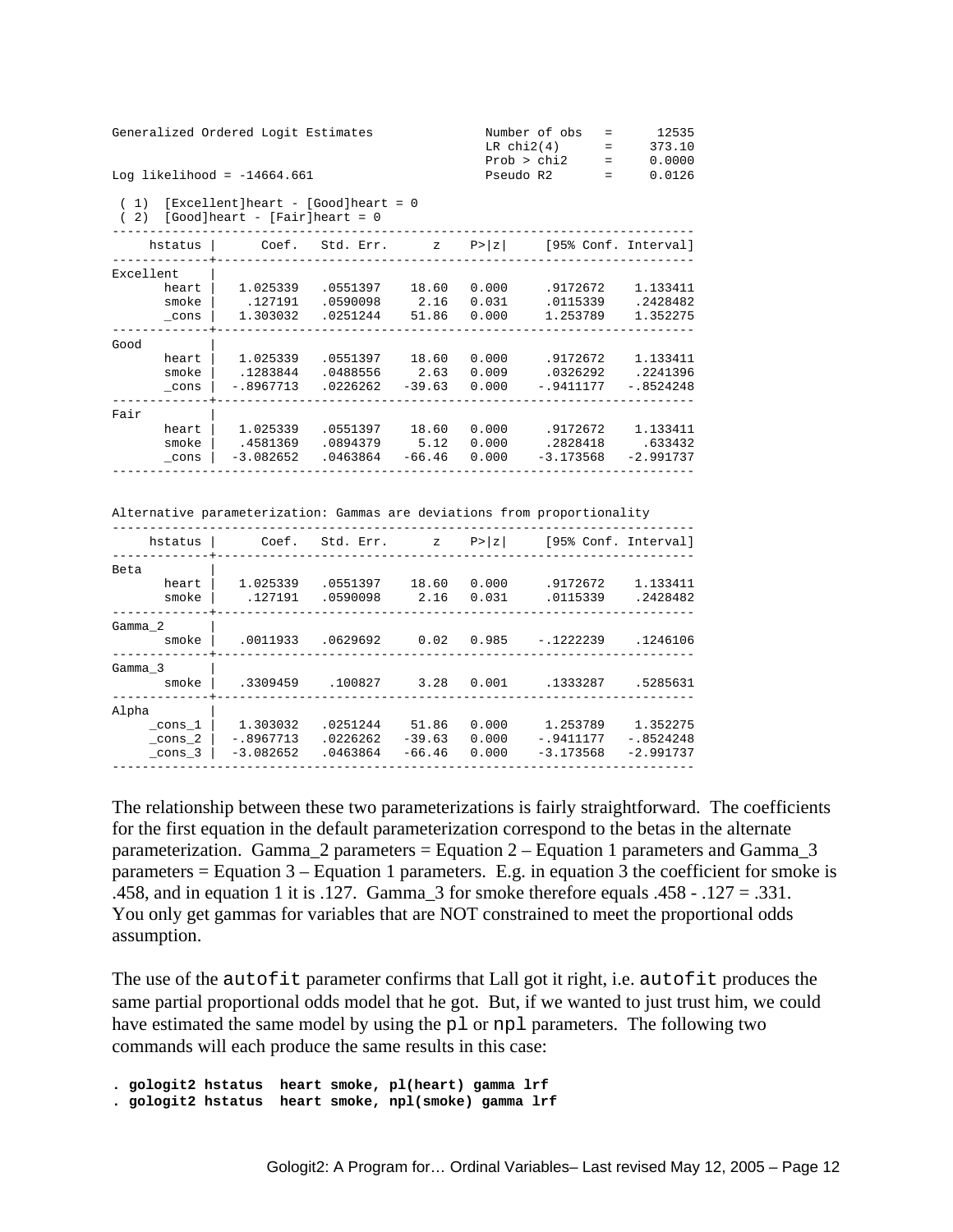```
Generalized Ordered Logit Estimates               Number of obs   =      12535
                                                  LR chi2(4)      =     373.10
                                                  Prob > chi2     =     0.0000
Log likelihood = -14664.661                       Pseudo R2       =     0.0126

 ( 1)  [Excellent]heart - [Good]heart = 0
 ( 2)  [Good]heart - [Fair]heart = 0
------------------------------------------------------------------------------
     hstatus |      Coef.   Std. Err.      z    P>|z|     [95% Conf. Interval]
-------------+----------------------------------------------------------------
Excellent    |
       heart |   1.025339   .0551397    18.60   0.000     .9172672    1.133411
       smoke |    .127191   .0590098     2.16   0.031     .0115339    .2428482
       _cons |   1.303032   .0251244    51.86   0.000     1.253789    1.352275
-------------+----------------------------------------------------------------
Good         |
       heart |   1.025339   .0551397    18.60   0.000     .9172672    1.133411
       smoke |   .1283844   .0488556     2.63   0.009     .0326292    .2241396
       _cons |  -.8967713   .0226262   -39.63   0.000    -.9411177   -.8524248
-------------+----------------------------------------------------------------
Fair         |
       heart |   1.025339   .0551397    18.60   0.000     .9172672    1.133411
       smoke |   .4581369   .0894379     5.12   0.000     .2828418     .633432
       _cons |  -3.082652   .0463864   -66.46   0.000    -3.173568   -2.991737
------------------------------------------------------------------------------


Alternative parameterization: Gammas are deviations from proportionality
------------------------------------------------------------------------------
     hstatus |      Coef.   Std. Err.      z    P>|z|     [95% Conf. Interval]
-------------+----------------------------------------------------------------
Beta         |
       heart |   1.025339   .0551397    18.60   0.000     .9172672    1.133411
       smoke |    .127191   .0590098     2.16   0.031     .0115339    .2428482
-------------+----------------------------------------------------------------
Gamma_2      |
       smoke |   .0011933   .0629692     0.02   0.985    -.1222239    .1246106
-------------+----------------------------------------------------------------
Gamma_3      |
       smoke |   .3309459    .100827     3.28   0.001     .1333287    .5285631
-------------+----------------------------------------------------------------
Alpha        |
     _cons_1 |   1.303032   .0251244    51.86   0.000     1.253789    1.352275
     _cons_2 |  -.8967713   .0226262   -39.63   0.000    -.9411177   -.8524248
     _cons_3 |  -3.082652   .0463864   -66.46   0.000    -3.173568   -2.991737
------------------------------------------------------------------------------
```

The relationship between these two parameterizations is fairly straightforward. The coefficients for the first equation in the default parameterization correspond to the betas in the alternate parameterization. Gamma_2 parameters = Equation 2 – Equation 1 parameters and Gamma_3 parameters = Equation 3 – Equation 1 parameters. E.g. in equation 3 the coefficient for smoke is .458, and in equation 1 it is .127. Gamma_3 for smoke therefore equals .458 - .127 = .331. You only get gammas for variables that are NOT constrained to meet the proportional odds assumption.

The use of the `autofit` parameter confirms that Lall got it right, i.e. `autofit` produces the same partial proportional odds model that he got. But, if we wanted to just trust him, we could have estimated the same model by using the `pl` or `npl` parameters. The following two commands will each produce the same results in this case:

```
. gologit2 hstatus  heart smoke, pl(heart) gamma lrf
. gologit2 hstatus  heart smoke, npl(smoke) gamma lrf
```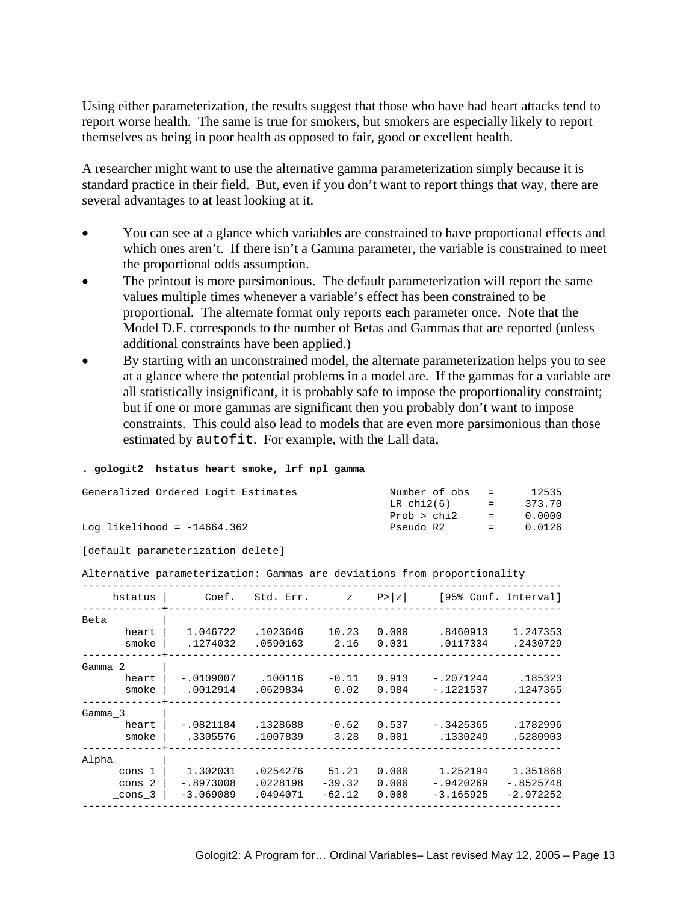Using either parameterization, the results suggest that those who have had heart attacks tend to report worse health. The same is true for smokers, but smokers are especially likely to report themselves as being in poor health as opposed to fair, good or excellent health.

A researcher might want to use the alternative gamma parameterization simply because it is standard practice in their field. But, even if you don't want to report things that way, there are several advantages to at least looking at it.

- You can see at a glance which variables are constrained to have proportional effects and which ones aren't. If there isn't a Gamma parameter, the variable is constrained to meet the proportional odds assumption.
- The printout is more parsimonious. The default parameterization will report the same values multiple times whenever a variable's effect has been constrained to be proportional. The alternate format only reports each parameter once. Note that the Model D.F. corresponds to the number of Betas and Gammas that are reported (unless additional constraints have been applied.)
- By starting with an unconstrained model, the alternate parameterization helps you to see at a glance where the potential problems in a model are. If the gammas for a variable are all statistically insignificant, it is probably safe to impose the proportionality constraint; but if one or more gammas are significant then you probably don't want to impose constraints. This could also lead to models that are even more parsimonious than those estimated by `autofit`. For example, with the Lall data,

```
. gologit2  hstatus heart smoke, lrf npl gamma

Generalized Ordered Logit Estimates               Number of obs   =      12535
                                                  LR chi2(6)      =     373.70
                                                  Prob > chi2     =     0.0000
Log likelihood = -14664.362                       Pseudo R2       =     0.0126

[default parameterization delete]

Alternative parameterization: Gammas are deviations from proportionality
------------------------------------------------------------------------------
     hstatus |      Coef.   Std. Err.      z    P>|z|     [95% Conf. Interval]
-------------+----------------------------------------------------------------
Beta         |
       heart |   1.046722   .1023646    10.23   0.000     .8460913    1.247353
       smoke |   .1274032   .0590163     2.16   0.031     .0117334    .2430729
-------------+----------------------------------------------------------------
Gamma_2      |
       heart |  -.0109007    .100116    -0.11   0.913    -.2071244     .185323
       smoke |   .0012914   .0629834     0.02   0.984    -.1221537    .1247365
-------------+----------------------------------------------------------------
Gamma_3      |
       heart |  -.0821184   .1328688    -0.62   0.537    -.3425365    .1782996
       smoke |   .3305576   .1007839     3.28   0.001     .1330249    .5280903
-------------+----------------------------------------------------------------
Alpha        |
     _cons_1 |   1.302031   .0254276    51.21   0.000     1.252194    1.351868
     _cons_2 |  -.8973008   .0228198   -39.32   0.000    -.9420269   -.8525748
     _cons_3 |  -3.069089   .0494071   -62.12   0.000    -3.165925   -2.972252
------------------------------------------------------------------------------
```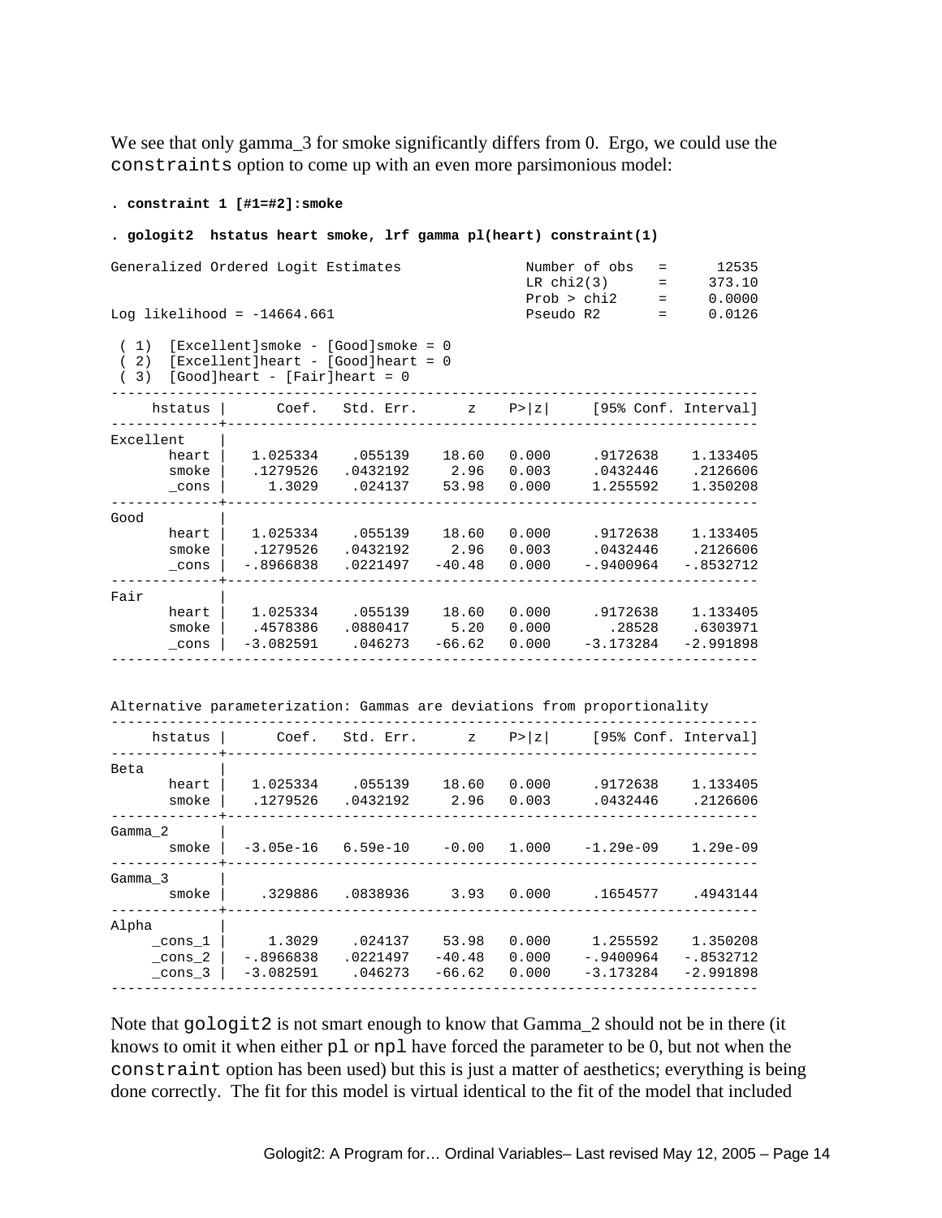We see that only gamma_3 for smoke significantly differs from 0. Ergo, we could use the `constraints` option to come up with an even more parsimonious model:

```
. constraint 1 [#1=#2]:smoke

. gologit2  hstatus heart smoke, lrf gamma pl(heart) constraint(1)

Generalized Ordered Logit Estimates               Number of obs   =      12535
                                                  LR chi2(3)      =     373.10
                                                  Prob > chi2     =     0.0000
Log likelihood = -14664.661                       Pseudo R2       =     0.0126

 ( 1)  [Excellent]smoke - [Good]smoke = 0
 ( 2)  [Excellent]heart - [Good]heart = 0
 ( 3)  [Good]heart - [Fair]heart = 0

------------------------------------------------------------------------------
     hstatus |      Coef.   Std. Err.      z    P>|z|     [95% Conf. Interval]
-------------+----------------------------------------------------------------
Excellent    |
       heart |   1.025334    .055139    18.60   0.000     .9172638    1.133405
       smoke |   .1279526   .0432192     2.96   0.003     .0432446    .2126606
       _cons |     1.3029    .024137    53.98   0.000     1.255592    1.350208
-------------+----------------------------------------------------------------
Good         |
       heart |   1.025334    .055139    18.60   0.000     .9172638    1.133405
       smoke |   .1279526   .0432192     2.96   0.003     .0432446    .2126606
       _cons |  -.8966838   .0221497   -40.48   0.000    -.9400964   -.8532712
-------------+----------------------------------------------------------------
Fair         |
       heart |   1.025334    .055139    18.60   0.000     .9172638    1.133405
       smoke |   .4578386   .0880417     5.20   0.000       .28528    .6303971
       _cons |  -3.082591    .046273   -66.62   0.000    -3.173284   -2.991898
------------------------------------------------------------------------------


Alternative parameterization: Gammas are deviations from proportionality
------------------------------------------------------------------------------
     hstatus |      Coef.   Std. Err.      z    P>|z|     [95% Conf. Interval]
-------------+----------------------------------------------------------------
Beta         |
       heart |   1.025334    .055139    18.60   0.000     .9172638    1.133405
       smoke |   .1279526   .0432192     2.96   0.003     .0432446    .2126606
-------------+----------------------------------------------------------------
Gamma_2      |
       smoke |  -3.05e-16   6.59e-10    -0.00   1.000    -1.29e-09    1.29e-09
-------------+----------------------------------------------------------------
Gamma_3      |
       smoke |    .329886   .0838936     3.93   0.000     .1654577    .4943144
-------------+----------------------------------------------------------------
Alpha        |
     _cons_1 |     1.3029    .024137    53.98   0.000     1.255592    1.350208
     _cons_2 |  -.8966838   .0221497   -40.48   0.000    -.9400964   -.8532712
     _cons_3 |  -3.082591    .046273   -66.62   0.000    -3.173284   -2.991898
------------------------------------------------------------------------------
```

Note that `gologit2` is not smart enough to know that Gamma_2 should not be in there (it knows to omit it when either `pl` or `npl` have forced the parameter to be 0, but not when the `constraint` option has been used) but this is just a matter of aesthetics; everything is being done correctly. The fit for this model is virtual identical to the fit of the model that included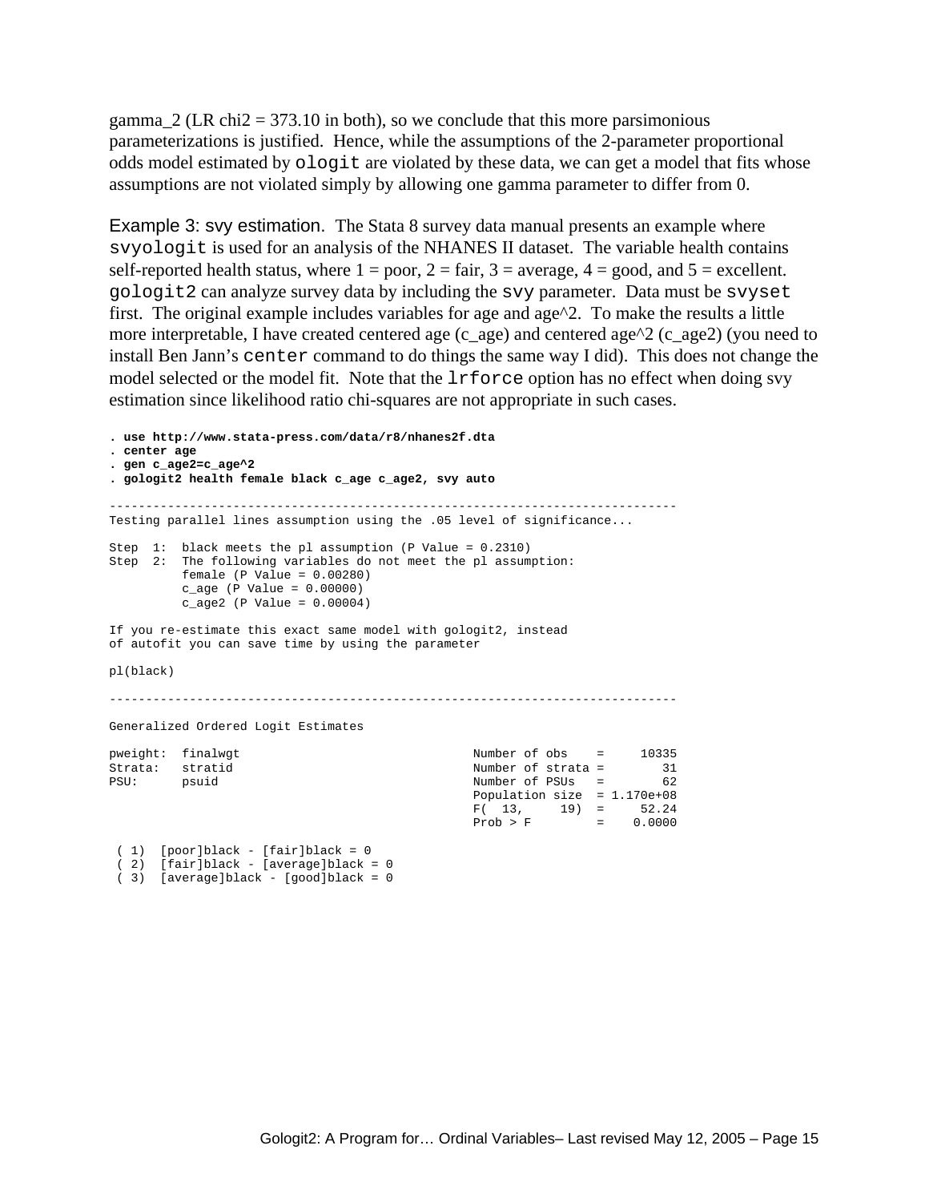gamma_2 (LR chi2 = 373.10 in both), so we conclude that this more parsimonious parameterizations is justified. Hence, while the assumptions of the 2-parameter proportional odds model estimated by `ologit` are violated by these data, we can get a model that fits whose assumptions are not violated simply by allowing one gamma parameter to differ from 0.

Example 3: svy estimation. The Stata 8 survey data manual presents an example where `svyologit` is used for an analysis of the NHANES II dataset. The variable health contains self-reported health status, where 1 = poor, 2 = fair, 3 = average, 4 = good, and 5 = excellent. `gologit2` can analyze survey data by including the `svy` parameter. Data must be `svyset` first. The original example includes variables for age and age^2. To make the results a little more interpretable, I have created centered age (c_age) and centered age^2 (c_age2) (you need to install Ben Jann's `center` command to do things the same way I did). This does not change the model selected or the model fit. Note that the `lrforce` option has no effect when doing svy estimation since likelihood ratio chi-squares are not appropriate in such cases.

```
. use http://www.stata-press.com/data/r8/nhanes2f.dta
. center age
. gen c_age2=c_age^2
. gologit2 health female black c_age c_age2, svy auto

------------------------------------------------------------------------------
Testing parallel lines assumption using the .05 level of significance...

Step  1:  black meets the pl assumption (P Value = 0.2310)
Step  2:  The following variables do not meet the pl assumption:
          female (P Value = 0.00280)
          c_age (P Value = 0.00000)
          c_age2 (P Value = 0.00004)

If you re-estimate this exact same model with gologit2, instead
of autofit you can save time by using the parameter

pl(black)

------------------------------------------------------------------------------

Generalized Ordered Logit Estimates

pweight:  finalwgt                               Number of obs    =     10335
Strata:   stratid                                Number of strata =        31
PSU:      psuid                                  Number of PSUs   =        62
                                                 Population size  = 1.170e+08
                                                 F(  13,     19)  =     52.24
                                                 Prob > F         =    0.0000

 ( 1)  [poor]black - [fair]black = 0
 ( 2)  [fair]black - [average]black = 0
 ( 3)  [average]black - [good]black = 0
```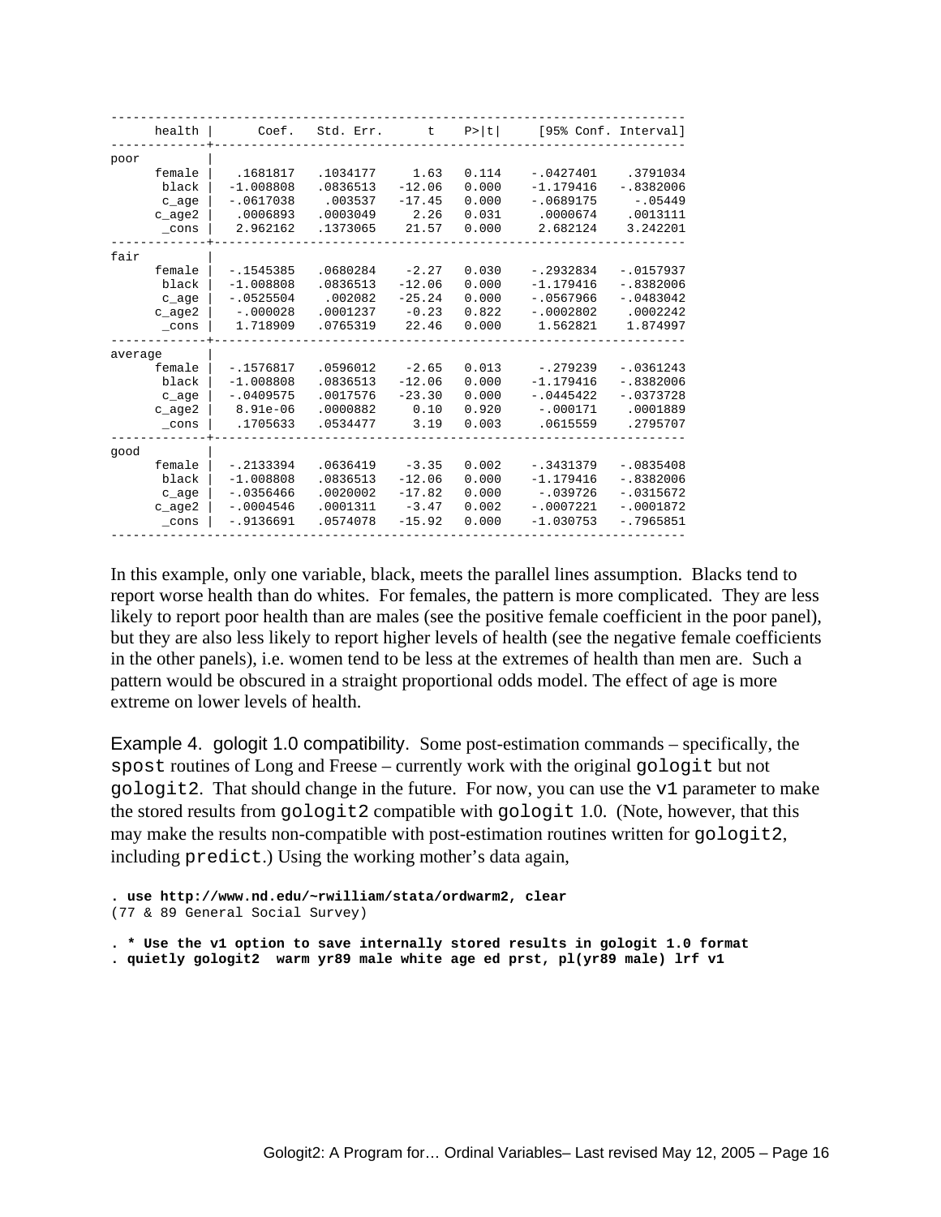```
------------------------------------------------------------------------------
      health |      Coef.   Std. Err.      t    P>|t|     [95% Conf. Interval]
-------------+----------------------------------------------------------------
poor         |
      female |   .1681817   .1034177     1.63   0.114    -.0427401    .3791034
       black |  -1.008808   .0836513   -12.06   0.000    -1.179416   -.8382006
       c_age |  -.0617038    .003537   -17.45   0.000    -.0689175     -.05449
      c_age2 |   .0006893   .0003049     2.26   0.031     .0000674    .0013111
       _cons |   2.962162   .1373065    21.57   0.000     2.682124    3.242201
-------------+----------------------------------------------------------------
fair         |
      female |  -.1545385   .0680284    -2.27   0.030    -.2932834   -.0157937
       black |  -1.008808   .0836513   -12.06   0.000    -1.179416   -.8382006
       c_age |  -.0525504    .002082   -25.24   0.000    -.0567966   -.0483042
      c_age2 |   -.000028   .0001237    -0.23   0.822    -.0002802    .0002242
       _cons |   1.718909   .0765319    22.46   0.000     1.562821    1.874997
-------------+----------------------------------------------------------------
average      |
      female |  -.1576817   .0596012    -2.65   0.013     -.279239   -.0361243
       black |  -1.008808   .0836513   -12.06   0.000    -1.179416   -.8382006
       c_age |  -.0409575   .0017576   -23.30   0.000    -.0445422   -.0373728
      c_age2 |   8.91e-06   .0000882     0.10   0.920     -.000171    .0001889
       _cons |   .1705633   .0534477     3.19   0.003     .0615559    .2795707
-------------+----------------------------------------------------------------
good         |
      female |  -.2133394   .0636419    -3.35   0.002    -.3431379   -.0835408
       black |  -1.008808   .0836513   -12.06   0.000    -1.179416   -.8382006
       c_age |  -.0356466   .0020002   -17.82   0.000     -.039726   -.0315672
      c_age2 |  -.0004546   .0001311    -3.47   0.002    -.0007221   -.0001872
       _cons |  -.9136691   .0574078   -15.92   0.000    -1.030753   -.7965851
------------------------------------------------------------------------------
```

In this example, only one variable, black, meets the parallel lines assumption. Blacks tend to report worse health than do whites. For females, the pattern is more complicated. They are less likely to report poor health than are males (see the positive female coefficient in the poor panel), but they are also less likely to report higher levels of health (see the negative female coefficients in the other panels), i.e. women tend to be less at the extremes of health than men are. Such a pattern would be obscured in a straight proportional odds model. The effect of age is more extreme on lower levels of health.

Example 4. gologit 1.0 compatibility. Some post-estimation commands – specifically, the `spost` routines of Long and Freese – currently work with the original `gologit` but not `gologit2`. That should change in the future. For now, you can use the `v1` parameter to make the stored results from `gologit2` compatible with `gologit` 1.0. (Note, however, that this may make the results non-compatible with post-estimation routines written for `gologit2`, including `predict`.) Using the working mother's data again,

```
. use http://www.nd.edu/~rwilliam/stata/ordwarm2, clear
(77 & 89 General Social Survey)

. * Use the v1 option to save internally stored results in gologit 1.0 format
. quietly gologit2  warm yr89 male white age ed prst, pl(yr89 male) lrf v1
```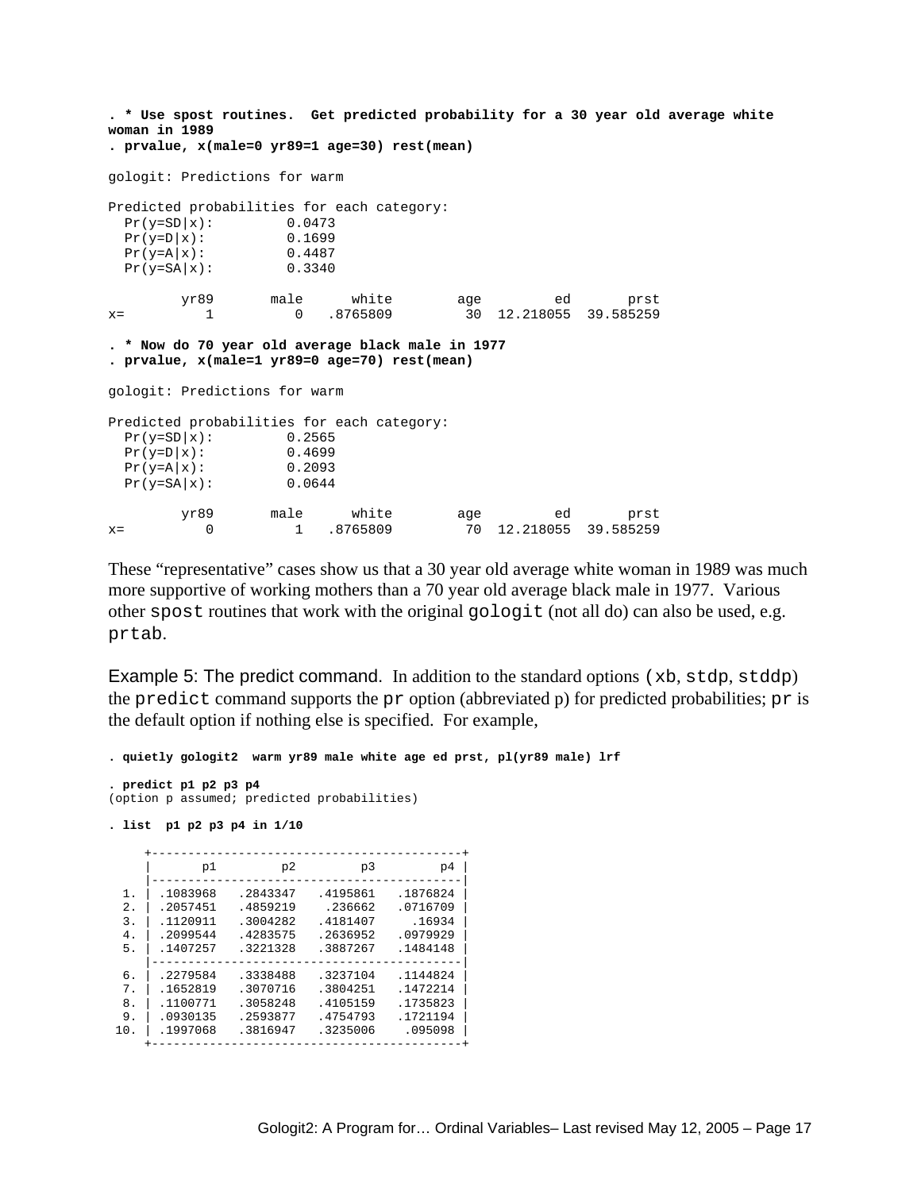```
. * Use spost routines.  Get predicted probability for a 30 year old average white
woman in 1989
. prvalue, x(male=0 yr89=1 age=30) rest(mean)

gologit: Predictions for warm

Predicted probabilities for each category:
  Pr(y=SD|x):         0.0473
  Pr(y=D|x):          0.1699
  Pr(y=A|x):          0.4487
  Pr(y=SA|x):         0.3340

         yr89       male      white        age         ed       prst
x=          1          0   .8765809         30  12.218055  39.585259

. * Now do 70 year old average black male in 1977
. prvalue, x(male=1 yr89=0 age=70) rest(mean)

gologit: Predictions for warm

Predicted probabilities for each category:
  Pr(y=SD|x):         0.2565
  Pr(y=D|x):          0.4699
  Pr(y=A|x):          0.2093
  Pr(y=SA|x):         0.0644

         yr89       male      white        age         ed       prst
x=          0          1   .8765809         70  12.218055  39.585259
```

These "representative" cases show us that a 30 year old average white woman in 1989 was much more supportive of working mothers than a 70 year old average black male in 1977. Various other `spost` routines that work with the original `gologit` (not all do) can also be used, e.g. `prtab`.

Example 5: The predict command. In addition to the standard options (`xb`, `stdp`, `stddp`) the `predict` command supports the `pr` option (abbreviated p) for predicted probabilities; `pr` is the default option if nothing else is specified. For example,

```
. quietly gologit2  warm yr89 male white age ed prst, pl(yr89 male) lrf

. predict p1 p2 p3 p4
(option p assumed; predicted probabilities)

. list  p1 p2 p3 p4 in 1/10

     +-------------------------------------------+
     |       p1          p2          p3        p4 |
     |-------------------------------------------|
  1. | .1083968   .2843347   .4195861   .1876824 |
  2. | .2057451   .4859219    .236662   .0716709 |
  3. | .1120911   .3004282   .4181407     .16934 |
  4. | .2099544   .4283575   .2636952   .0979929 |
  5. | .1407257   .3221328   .3887267   .1484148 |
     |-------------------------------------------|
  6. | .2279584   .3338488   .3237104   .1144824 |
  7. | .1652819   .3070716   .3804251   .1472214 |
  8. | .1100771   .3058248   .4105159   .1735823 |
  9. | .0930135   .2593877   .4754793   .1721194 |
 10. | .1997068   .3816947   .3235006    .095098 |
     +-------------------------------------------+
```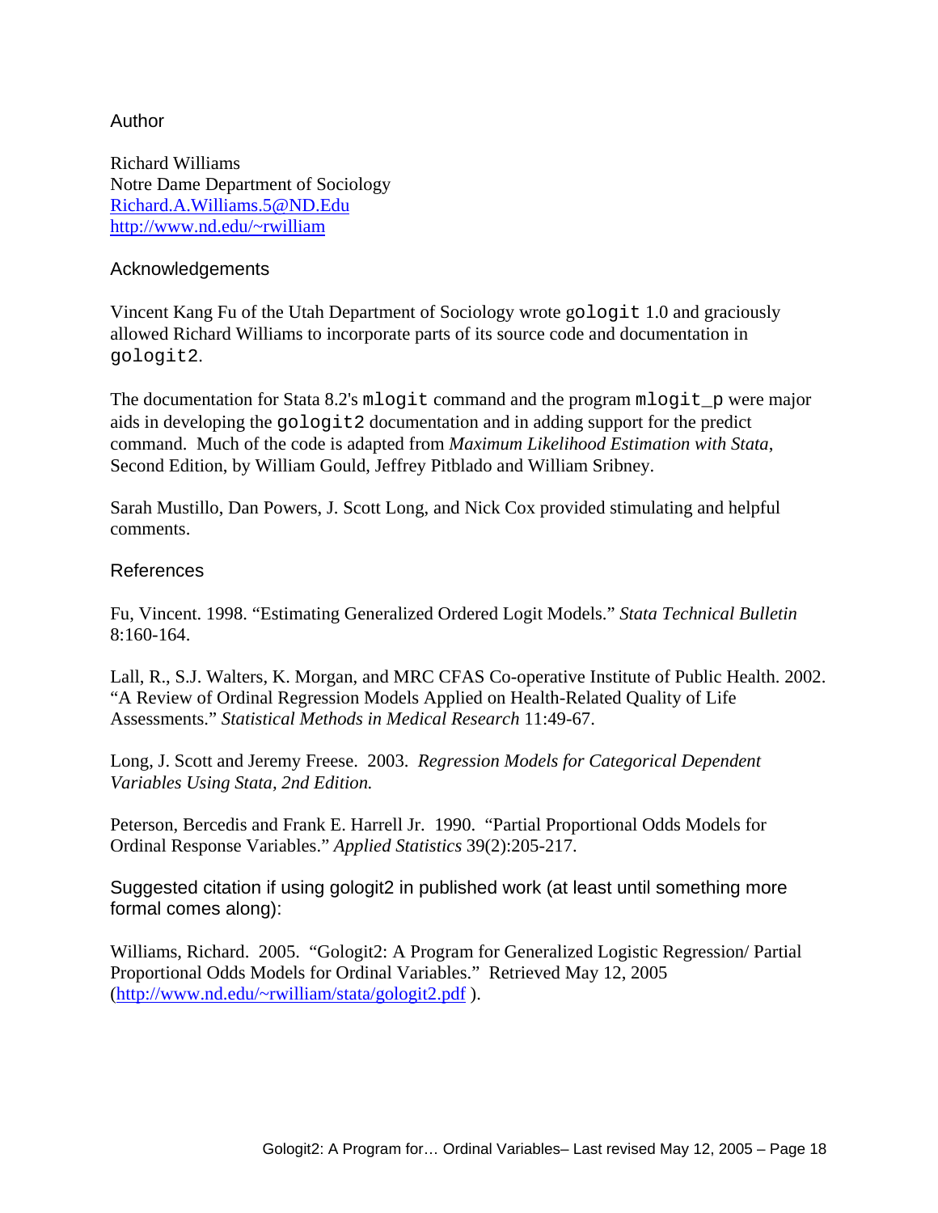## Author

Richard Williams
Notre Dame Department of Sociology
Richard.A.Williams.5@ND.Edu
http://www.nd.edu/~rwilliam

## Acknowledgements

Vincent Kang Fu of the Utah Department of Sociology wrote `gologit` 1.0 and graciously allowed Richard Williams to incorporate parts of its source code and documentation in `gologit2`.

The documentation for Stata 8.2's `mlogit` command and the program `mlogit_p` were major aids in developing the `gologit2` documentation and in adding support for the predict command. Much of the code is adapted from *Maximum Likelihood Estimation with Stata*, Second Edition, by William Gould, Jeffrey Pitblado and William Sribney.

Sarah Mustillo, Dan Powers, J. Scott Long, and Nick Cox provided stimulating and helpful comments.

## References

Fu, Vincent. 1998. "Estimating Generalized Ordered Logit Models." *Stata Technical Bulletin* 8:160-164.

Lall, R., S.J. Walters, K. Morgan, and MRC CFAS Co-operative Institute of Public Health. 2002. "A Review of Ordinal Regression Models Applied on Health-Related Quality of Life Assessments." *Statistical Methods in Medical Research* 11:49-67.

Long, J. Scott and Jeremy Freese. 2003. *Regression Models for Categorical Dependent Variables Using Stata, 2nd Edition.*

Peterson, Bercedis and Frank E. Harrell Jr. 1990. "Partial Proportional Odds Models for Ordinal Response Variables." *Applied Statistics* 39(2):205-217.

## Suggested citation if using gologit2 in published work (at least until something more formal comes along):

Williams, Richard. 2005. "Gologit2: A Program for Generalized Logistic Regression/ Partial Proportional Odds Models for Ordinal Variables." Retrieved May 12, 2005 (http://www.nd.edu/~rwilliam/stata/gologit2.pdf ).